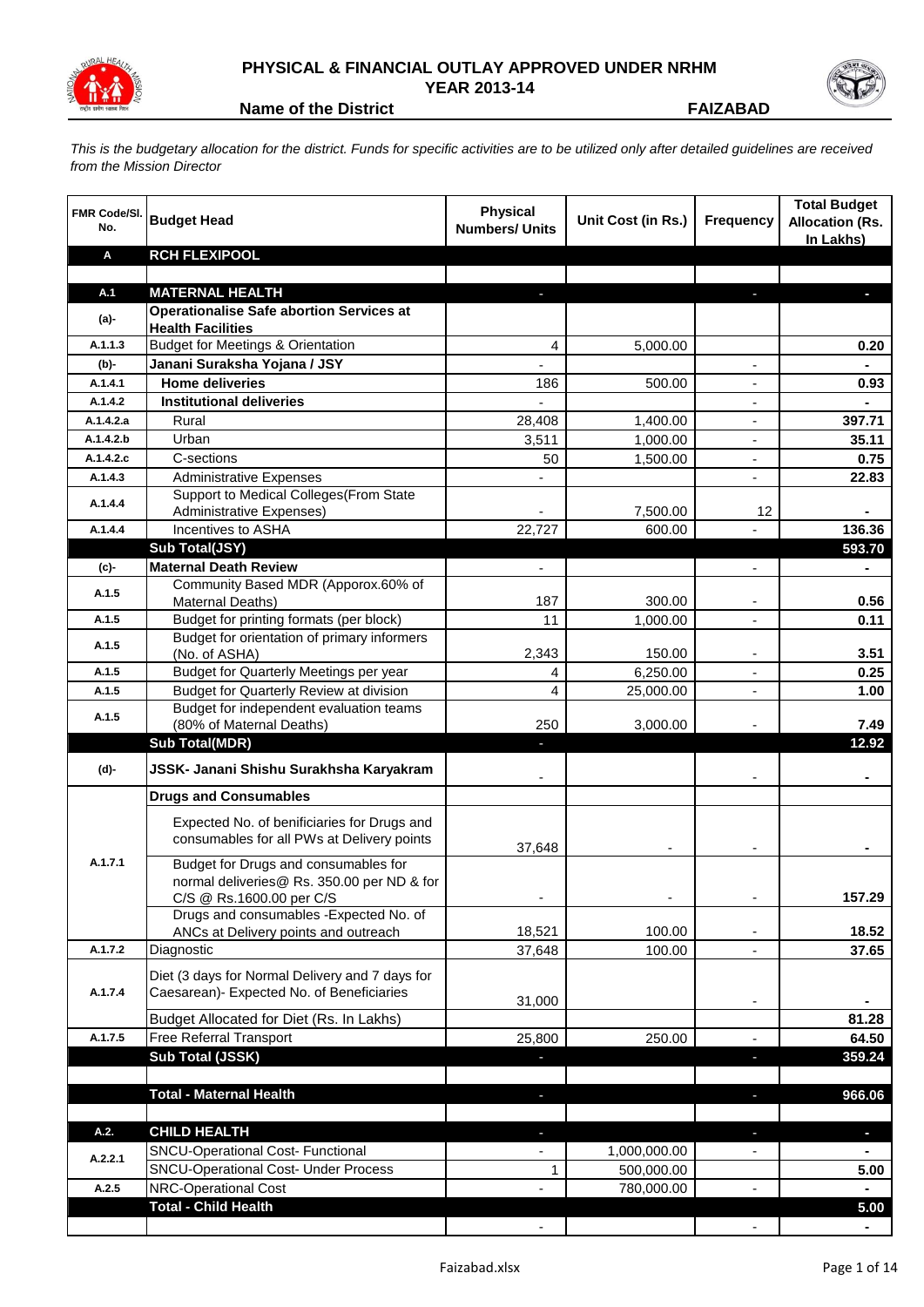# PHYSICAL & FINANCIAL OUTLAY APPROVED UNDER NRHM

## YEAR 2013-14

**Name of the District** **FAIZABAD**

*This is the budgetary allocation for the district. Funds for specific activities are to be utilized only after detailed guidelines are received from the Mission Director*

| FMR Code/Sl. No. | Budget Head | Physical Numbers/ Units | Unit Cost (in Rs.) | Frequency | Total Budget Allocation (Rs. In Lakhs) |
|---|---|---|---|---|---|
| **A** | **RCH FLEXIPOOL** | | | | |
| | | | | | |
| **A.1** | **MATERNAL HEALTH** | - | | - | - |
| **(a)-** | **Operationalise Safe abortion Services at Health Facilities** | | | | |
| A.1.1.3 | Budget for Meetings & Orientation | 4 | 5,000.00 | | 0.20 |
| **(b)-** | **Janani Suraksha Yojana / JSY** | - | | - | - |
| A.1.4.1 | **Home deliveries** | 186 | 500.00 | - | 0.93 |
| A.1.4.2 | **Institutional deliveries** | - | | - | - |
| A.1.4.2.a | Rural | 28,408 | 1,400.00 | - | 397.71 |
| A.1.4.2.b | Urban | 3,511 | 1,000.00 | - | 35.11 |
| A.1.4.2.c | C-sections | 50 | 1,500.00 | - | 0.75 |
| A.1.4.3 | Administrative Expenses | - | | - | 22.83 |
| A.1.4.4 | Support to Medical Colleges(From State Administrative Expenses) | - | 7,500.00 | 12 | - |
| A.1.4.4 | Incentives to ASHA | 22,727 | 600.00 | - | 136.36 |
| | **Sub Total(JSY)** | | | | **593.70** |
| **(c)-** | **Maternal Death Review** | - | | - | - |
| A.1.5 | Community Based MDR (Apporox.60% of Maternal Deaths) | 187 | 300.00 | - | 0.56 |
| A.1.5 | Budget for printing formats (per block) | 11 | 1,000.00 | - | 0.11 |
| A.1.5 | Budget for orientation of primary informers (No. of ASHA) | 2,343 | 150.00 | - | 3.51 |
| A.1.5 | Budget for Quarterly Meetings per year | 4 | 6,250.00 | - | 0.25 |
| A.1.5 | Budget for Quarterly Review at division | 4 | 25,000.00 | - | 1.00 |
| A.1.5 | Budget for independent evaluation teams (80% of Maternal Deaths) | 250 | 3,000.00 | - | 7.49 |
| | **Sub Total(MDR)** | - | | | **12.92** |
| **(d)-** | **JSSK- Janani Shishu Surakhsha Karyakram** | - | | - | - |
| | **Drugs and Consumables** | | | | |
| A.1.7.1 | Expected No. of benificiaries for Drugs and consumables for all PWs at Delivery points | 37,648 | - | - | - |
| | Budget for Drugs and consumables for normal deliveries@ Rs. 350.00 per ND & for C/S @ Rs.1600.00 per C/S | - | - | - | 157.29 |
| | Drugs and consumables -Expected No. of ANCs at Delivery points and outreach | 18,521 | 100.00 | - | 18.52 |
| A.1.7.2 | Diagnostic | 37,648 | 100.00 | - | 37.65 |
| A.1.7.4 | Diet (3 days for Normal Delivery and 7 days for Caesarean)- Expected No. of Beneficiaries | 31,000 | | - | - |
| | Budget Allocated for Diet (Rs. In Lakhs) | | | | 81.28 |
| A.1.7.5 | Free Referral Transport | 25,800 | 250.00 | - | 64.50 |
| | **Sub Total (JSSK)** | - | | - | **359.24** |
| | | | | | |
| | **Total - Maternal Health** | - | | - | **966.06** |
| | | | | | |
| **A.2.** | **CHILD HEALTH** | - | | - | - |
| A.2.2.1 | SNCU-Operational Cost- Functional | - | 1,000,000.00 | - | - |
| | SNCU-Operational Cost- Under Process | 1 | 500,000.00 | | 5.00 |
| A.2.5 | NRC-Operational Cost | - | 780,000.00 | - | - |
| | **Total - Child Health** | | | | **5.00** |
| | | - | | - | - |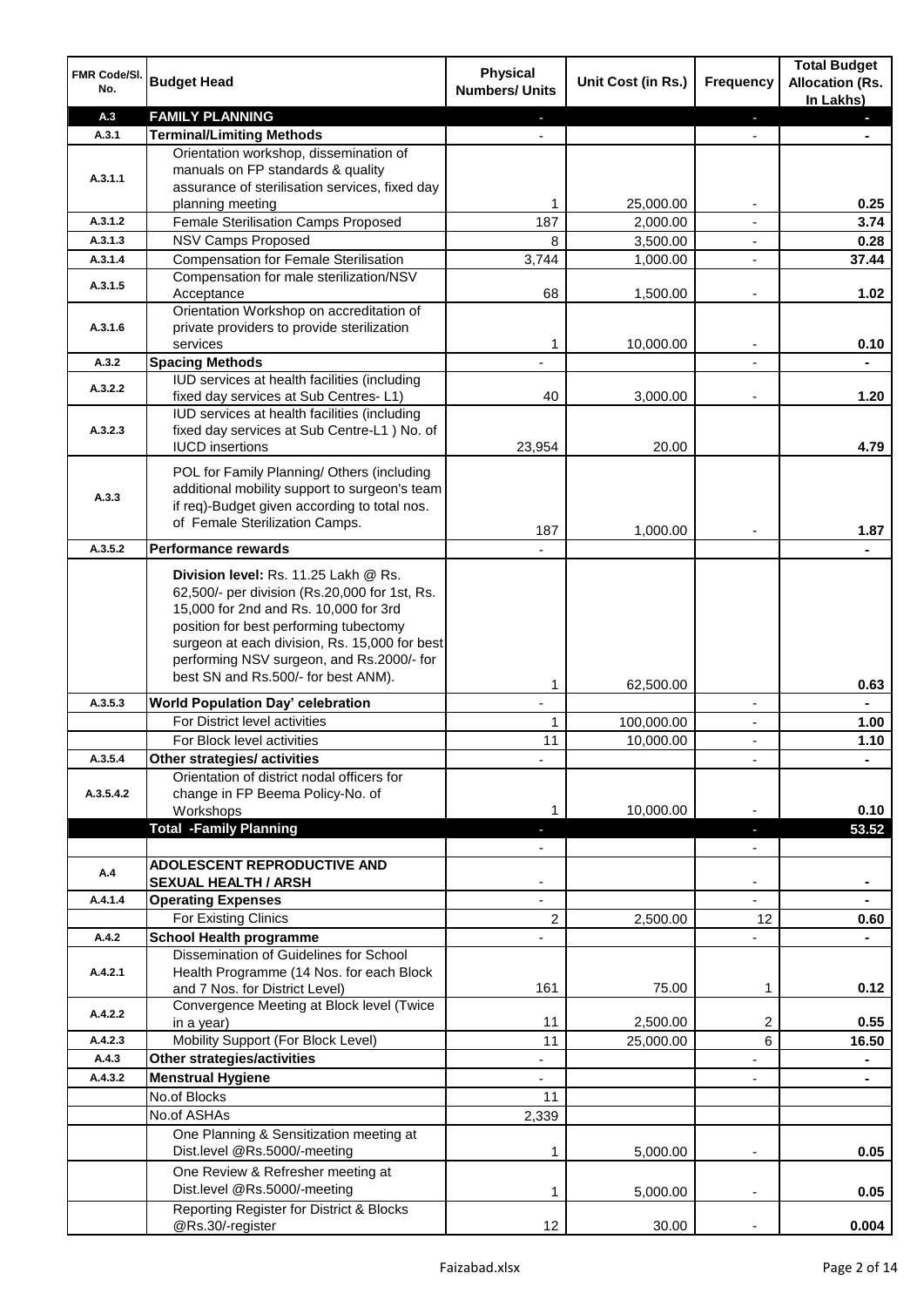| FMR Code/Sl. No. | Budget Head | Physical Numbers/ Units | Unit Cost (in Rs.) | Frequency | Total Budget Allocation (Rs. In Lakhs) |
|---|---|---|---|---|---|
| A.3 | **FAMILY PLANNING** | - | | - | - |
| A.3.1 | **Terminal/Limiting Methods** | - | | - | - |
| A.3.1.1 | Orientation workshop, dissemination of manuals on FP standards & quality assurance of sterilisation services, fixed day planning meeting | 1 | 25,000.00 | - | 0.25 |
| A.3.1.2 | Female Sterilisation Camps Proposed | 187 | 2,000.00 | - | 3.74 |
| A.3.1.3 | NSV Camps Proposed | 8 | 3,500.00 | - | 0.28 |
| A.3.1.4 | Compensation for Female Sterilisation | 3,744 | 1,000.00 | - | 37.44 |
| A.3.1.5 | Compensation for male sterilization/NSV Acceptance | 68 | 1,500.00 | - | 1.02 |
| A.3.1.6 | Orientation Workshop on accreditation of private providers to provide sterilization services | 1 | 10,000.00 | - | 0.10 |
| A.3.2 | **Spacing Methods** | - | | - | - |
| A.3.2.2 | IUD services at health facilities (including fixed day services at Sub Centres- L1) | 40 | 3,000.00 | - | 1.20 |
| A.3.2.3 | IUD services at health facilities (including fixed day services at Sub Centre-L1 ) No. of IUCD insertions | 23,954 | 20.00 | | 4.79 |
| A.3.3 | POL for Family Planning/ Others (including additional mobility support to surgeon's team if req)-Budget given according to total nos. of Female Sterilization Camps. | 187 | 1,000.00 | - | 1.87 |
| A.3.5.2 | **Performance rewards** | - | | | - |
| | **Division level:** Rs. 11.25 Lakh @ Rs. 62,500/- per division (Rs.20,000 for 1st, Rs. 15,000 for 2nd and Rs. 10,000 for 3rd position for best performing tubectomy surgeon at each division, Rs. 15,000 for best performing NSV surgeon, and Rs.2000/- for best SN and Rs.500/- for best ANM). | 1 | 62,500.00 | | 0.63 |
| A.3.5.3 | **World Population Day' celebration** | - | | - | - |
| | For District level activities | 1 | 100,000.00 | - | 1.00 |
| | For Block level activities | 11 | 10,000.00 | - | 1.10 |
| A.3.5.4 | **Other strategies/ activities** | - | | - | - |
| A.3.5.4.2 | Orientation of district nodal officers for change in FP Beema Policy-No. of Workshops | 1 | 10,000.00 | - | 0.10 |
| | **Total -Family Planning** | - | | - | **53.52** |
| | | - | | - | |
| A.4 | **ADOLESCENT REPRODUCTIVE AND SEXUAL HEALTH / ARSH** | - | | - | - |
| A.4.1.4 | **Operating Expenses** | - | | - | - |
| | For Existing Clinics | 2 | 2,500.00 | 12 | 0.60 |
| A.4.2 | **School Health programme** | - | | - | - |
| A.4.2.1 | Dissemination of Guidelines for School Health Programme (14 Nos. for each Block and 7 Nos. for District Level) | 161 | 75.00 | 1 | 0.12 |
| A.4.2.2 | Convergence Meeting at Block level (Twice in a year) | 11 | 2,500.00 | 2 | 0.55 |
| A.4.2.3 | Mobility Support (For Block Level) | 11 | 25,000.00 | 6 | 16.50 |
| A.4.3 | **Other strategies/activities** | - | | - | - |
| A.4.3.2 | **Menstrual Hygiene** | - | | - | - |
| | No.of Blocks | 11 | | | |
| | No.of ASHAs | 2,339 | | | |
| | One Planning & Sensitization meeting at Dist.level @Rs.5000/-meeting | 1 | 5,000.00 | - | 0.05 |
| | One Review & Refresher meeting at Dist.level @Rs.5000/-meeting | 1 | 5,000.00 | - | 0.05 |
| | Reporting Register for District & Blocks @Rs.30/-register | 12 | 30.00 | - | 0.004 |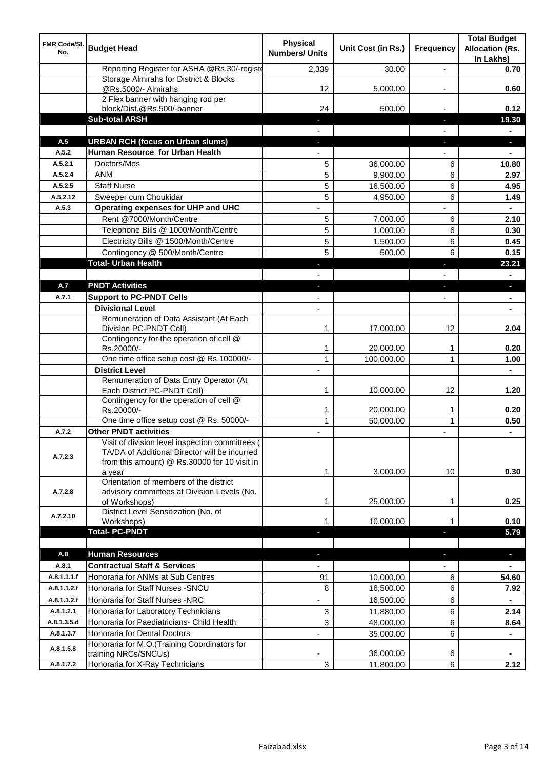| FMR Code/Sl. No. | Budget Head | Physical Numbers/ Units | Unit Cost (in Rs.) | Frequency | Total Budget Allocation (Rs. In Lakhs) |
|---|---|---|---|---|---|
| | Reporting Register for ASHA @Rs.30/-registe | 2,339 | 30.00 | - | 0.70 |
| | Storage Almirahs for District & Blocks @Rs.5000/- Almirahs | 12 | 5,000.00 | - | 0.60 |
| | 2 Flex banner with hanging rod per block/Dist.@Rs.500/-banner | 24 | 500.00 | - | 0.12 |
| | **Sub-total ARSH** | - | | - | **19.30** |
| | | - | | - | - |
| **A.5** | **URBAN RCH (focus on Urban slums)** | - | | - | - |
| **A.5.2** | **Human Resource for Urban Health** | - | | - | - |
| A.5.2.1 | Doctors/Mos | 5 | 36,000.00 | 6 | **10.80** |
| A.5.2.4 | ANM | 5 | 9,900.00 | 6 | **2.97** |
| A.5.2.5 | Staff Nurse | 5 | 16,500.00 | 6 | **4.95** |
| A.5.2.12 | Sweeper cum Choukidar | 5 | 4,950.00 | 6 | **1.49** |
| **A.5.3** | **Operating expenses for UHP and UHC** | - | | - | - |
| | Rent @7000/Month/Centre | 5 | 7,000.00 | 6 | **2.10** |
| | Telephone Bills @ 1000/Month/Centre | 5 | 1,000.00 | 6 | **0.30** |
| | Electricity Bills @ 1500/Month/Centre | 5 | 1,500.00 | 6 | **0.45** |
| | Contingency @ 500/Month/Centre | 5 | 500.00 | 6 | **0.15** |
| | **Total- Urban Health** | - | | - | **23.21** |
| | | - | | - | - |
| **A.7** | **PNDT Activities** | - | | - | - |
| **A.7.1** | **Support to PC-PNDT Cells** | - | | - | - |
| | **Divisional Level** | - | | | - |
| | Remuneration of Data Assistant (At Each Division PC-PNDT Cell) | 1 | 17,000.00 | 12 | **2.04** |
| | Contingency for the operation of cell @ Rs.20000/- | 1 | 20,000.00 | 1 | **0.20** |
| | One time office setup cost @ Rs.100000/- | 1 | 100,000.00 | 1 | **1.00** |
| | **District Level** | - | | | - |
| | Remuneration of Data Entry Operator (At Each District PC-PNDT Cell) | 1 | 10,000.00 | 12 | **1.20** |
| | Contingency for the operation of cell @ Rs.20000/- | 1 | 20,000.00 | 1 | **0.20** |
| | One time office setup cost @ Rs. 50000/- | 1 | 50,000.00 | 1 | **0.50** |
| **A.7.2** | **Other PNDT activities** | - | | - | - |
| A.7.2.3 | Visit of division level inspection committees ( TA/DA of Additional Director will be incurred from this amount) @ Rs.30000 for 10 visit in a year | 1 | 3,000.00 | 10 | **0.30** |
| A.7.2.8 | Orientation of members of the district advisory committees at Division Levels (No. of Workshops) | 1 | 25,000.00 | 1 | **0.25** |
| A.7.2.10 | District Level Sensitization (No. of Workshops) | 1 | 10,000.00 | 1 | **0.10** |
| | **Total- PC-PNDT** | - | | - | **5.79** |
| | | | | | |
| **A.8** | **Human Resources** | - | | - | - |
| **A.8.1** | **Contractual Staff & Services** | - | | - | - |
| A.8.1.1.1.f | Honoraria for ANMs at Sub Centres | 91 | 10,000.00 | 6 | **54.60** |
| A.8.1.1.2.f | Honoraria for Staff Nurses -SNCU | 8 | 16,500.00 | 6 | **7.92** |
| A.8.1.1.2.f | Honoraria for Staff Nurses -NRC | - | 16,500.00 | 6 | - |
| A.8.1.2.1 | Honoraria for Laboratory Technicians | 3 | 11,880.00 | 6 | **2.14** |
| A.8.1.3.5.d | Honoraria for Paediatricians- Child Health | 3 | 48,000.00 | 6 | **8.64** |
| A.8.1.3.7 | Honoraria for Dental Doctors | - | 35,000.00 | 6 | - |
| A.8.1.5.8 | Honoraria for M.O.(Training Coordinators for training NRCs/SNCUs) | - | 36,000.00 | 6 | - |
| A.8.1.7.2 | Honoraria for X-Ray Technicians | 3 | 11,800.00 | 6 | **2.12** |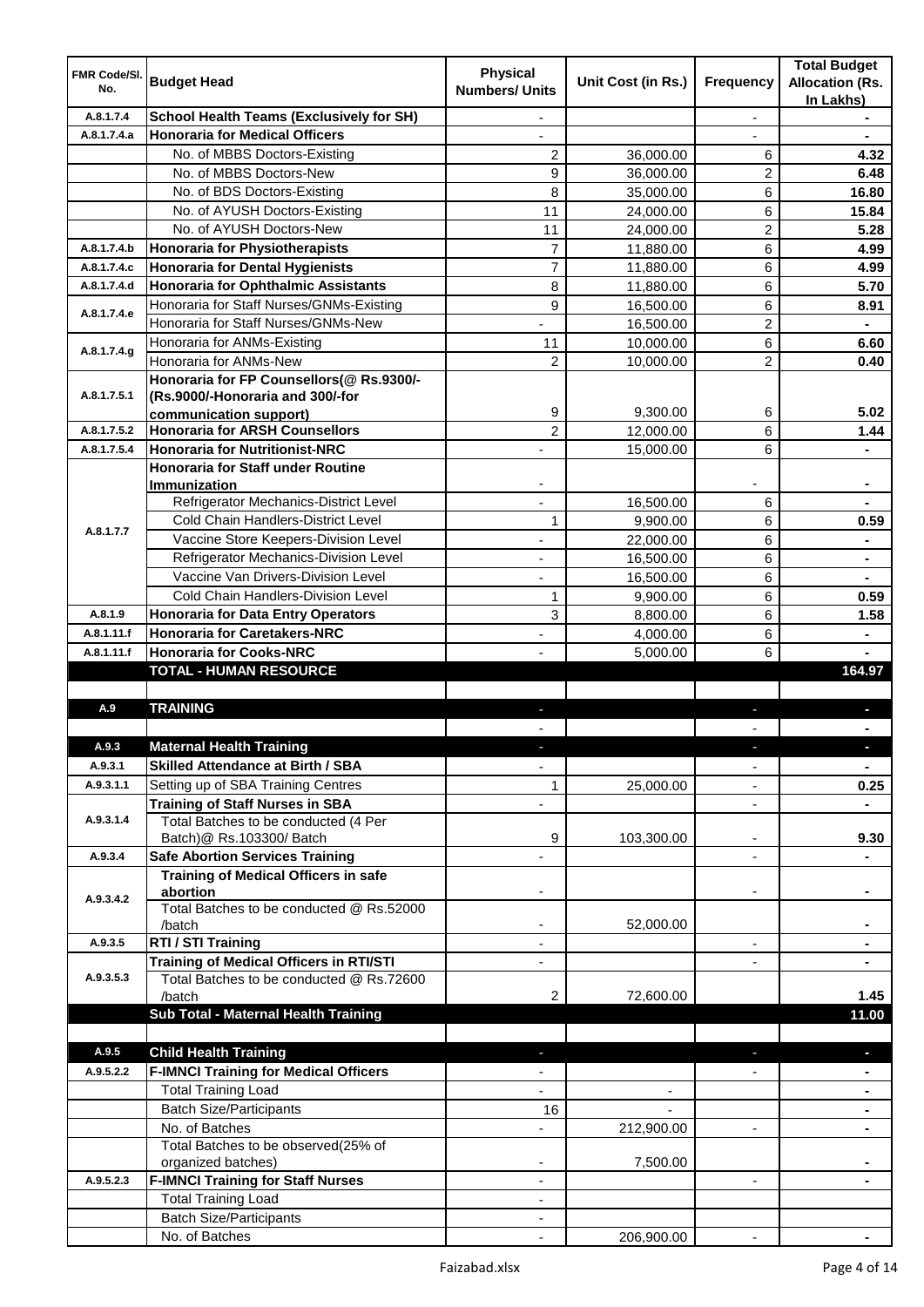| FMR Code/Sl. No. | Budget Head | Physical Numbers/ Units | Unit Cost (in Rs.) | Frequency | Total Budget Allocation (Rs. In Lakhs) |
|---|---|---|---|---|---|
| A.8.1.7.4 | **School Health Teams (Exclusively for SH)** | - | | - | - |
| A.8.1.7.4.a | **Honoraria for Medical Officers** | - | | - | - |
| | No. of MBBS Doctors-Existing | 2 | 36,000.00 | 6 | **4.32** |
| | No. of MBBS Doctors-New | 9 | 36,000.00 | 2 | **6.48** |
| | No. of BDS Doctors-Existing | 8 | 35,000.00 | 6 | **16.80** |
| | No. of AYUSH Doctors-Existing | 11 | 24,000.00 | 6 | **15.84** |
| | No. of AYUSH Doctors-New | 11 | 24,000.00 | 2 | **5.28** |
| A.8.1.7.4.b | **Honoraria for Physiotherapists** | 7 | 11,880.00 | 6 | **4.99** |
| A.8.1.7.4.c | **Honoraria for Dental Hygienists** | 7 | 11,880.00 | 6 | **4.99** |
| A.8.1.7.4.d | **Honoraria for Ophthalmic Assistants** | 8 | 11,880.00 | 6 | **5.70** |
| A.8.1.7.4.e | Honoraria for Staff Nurses/GNMs-Existing | 9 | 16,500.00 | 6 | **8.91** |
| | Honoraria for Staff Nurses/GNMs-New | - | 16,500.00 | 2 | - |
| A.8.1.7.4.g | Honoraria for ANMs-Existing | 11 | 10,000.00 | 6 | **6.60** |
| | Honoraria for ANMs-New | 2 | 10,000.00 | 2 | **0.40** |
| A.8.1.7.5.1 | **Honoraria for FP Counsellors(@ Rs.9300/- (Rs.9000/-Honoraria and 300/-for communication support)** | 9 | 9,300.00 | 6 | **5.02** |
| A.8.1.7.5.2 | **Honoraria for ARSH Counsellors** | 2 | 12,000.00 | 6 | **1.44** |
| A.8.1.7.5.4 | **Honoraria for Nutritionist-NRC** | - | 15,000.00 | 6 | - |
| A.8.1.7.7 | **Honoraria for Staff under Routine Immunization** | - | | - | - |
| | Refrigerator Mechanics-District Level | - | 16,500.00 | 6 | - |
| | Cold Chain Handlers-District Level | 1 | 9,900.00 | 6 | **0.59** |
| | Vaccine Store Keepers-Division Level | - | 22,000.00 | 6 | - |
| | Refrigerator Mechanics-Division Level | - | 16,500.00 | 6 | - |
| | Vaccine Van Drivers-Division Level | - | 16,500.00 | 6 | - |
| | Cold Chain Handlers-Division Level | 1 | 9,900.00 | 6 | **0.59** |
| A.8.1.9 | **Honoraria for Data Entry Operators** | 3 | 8,800.00 | 6 | **1.58** |
| A.8.1.11.f | **Honoraria for Caretakers-NRC** | - | 4,000.00 | 6 | - |
| A.8.1.11.f | **Honoraria for Cooks-NRC** | - | 5,000.00 | 6 | - |
| | **TOTAL - HUMAN RESOURCE** | | | | **164.97** |
| | | | | | |
| A.9 | **TRAINING** | - | | - | - |
| | | - | | - | - |
| A.9.3 | **Maternal Health Training** | - | | - | - |
| A.9.3.1 | **Skilled Attendance at Birth / SBA** | - | | - | - |
| A.9.3.1.1 | Setting up of SBA Training Centres | 1 | 25,000.00 | - | **0.25** |
| A.9.3.1.4 | **Training of Staff Nurses in SBA** | - | | - | - |
| | Total Batches to be conducted (4 Per Batch)@ Rs.103300/ Batch | 9 | 103,300.00 | - | **9.30** |
| A.9.3.4 | **Safe Abortion Services Training** | - | | - | - |
| A.9.3.4.2 | **Training of Medical Officers in safe abortion** | - | | - | - |
| | Total Batches to be conducted @ Rs.52000 /batch | - | 52,000.00 | | - |
| A.9.3.5 | **RTI / STI Training** | - | | - | - |
| A.9.3.5.3 | **Training of Medical Officers in RTI/STI** | - | | - | - |
| | Total Batches to be conducted @ Rs.72600 /batch | 2 | 72,600.00 | | **1.45** |
| | **Sub Total - Maternal Health Training** | | | | **11.00** |
| | | | | | |
| A.9.5 | **Child Health Training** | - | | - | - |
| A.9.5.2.2 | **F-IMNCI Training for Medical Officers** | - | | - | - |
| | Total Training Load | - | - | | - |
| | Batch Size/Participants | 16 | - | | - |
| | No. of Batches | - | 212,900.00 | - | - |
| | Total Batches to be observed(25% of organized batches) | - | 7,500.00 | | - |
| A.9.5.2.3 | **F-IMNCI Training for Staff Nurses** | - | | - | - |
| | Total Training Load | - | | | |
| | Batch Size/Participants | - | | | |
| | No. of Batches | - | 206,900.00 | - | - |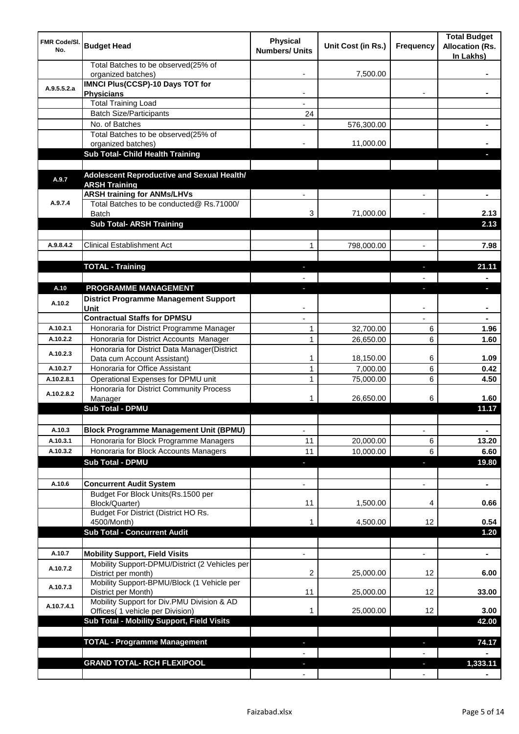| FMR Code/Sl. No. | Budget Head | Physical Numbers/ Units | Unit Cost (in Rs.) | Frequency | Total Budget Allocation (Rs. In Lakhs) |
|---|---|---|---|---|---|
| | Total Batches to be observed(25% of organized batches) | - | 7,500.00 | | - |
| A.9.5.5.2.a | **IMNCI Plus(CCSP)-10 Days TOT for Physicians** | - | | - | - |
| | Total Training Load | - | | | |
| | Batch Size/Participants | 24 | | | |
| | No. of Batches | - | 576,300.00 | | - |
| | Total Batches to be observed(25% of organized batches) | - | 11,000.00 | | - |
| | **Sub Total- Child Health Training** | | | | - |
| | | | | | |
| A.9.7 | **Adolescent Reproductive and Sexual Health/ ARSH Training** | | | | |
| A.9.7.4 | **ARSH training for ANMs/LHVs** | - | | - | - |
| | Total Batches to be conducted@ Rs.71000/ Batch | 3 | 71,000.00 | - | 2.13 |
| | **Sub Total- ARSH Training** | | | | **2.13** |
| | | | | | |
| A.9.8.4.2 | Clinical Establishment Act | 1 | 798,000.00 | - | **7.98** |
| | | | | | |
| | **TOTAL - Training** | - | | - | **21.11** |
| | | - | | - | - |
| A.10 | **PROGRAMME MANAGEMENT** | - | | - | - |
| A.10.2 | **District Programme Management Support Unit** | - | | - | - |
| | **Contractual Staffs for DPMSU** | - | | - | - |
| A.10.2.1 | Honoraria for District Programme Manager | 1 | 32,700.00 | 6 | **1.96** |
| A.10.2.2 | Honoraria for District Accounts Manager | 1 | 26,650.00 | 6 | **1.60** |
| A.10.2.3 | Honoraria for District Data Manager(District Data cum Account Assistant) | 1 | 18,150.00 | 6 | **1.09** |
| A.10.2.7 | Honoraria for Office Assistant | 1 | 7,000.00 | 6 | **0.42** |
| A.10.2.8.1 | Operational Expenses for DPMU unit | 1 | 75,000.00 | 6 | **4.50** |
| A.10.2.8.2 | Honoraria for District Community Process Manager | 1 | 26,650.00 | 6 | **1.60** |
| | **Sub Total - DPMU** | | | | **11.17** |
| | | | | | |
| A.10.3 | **Block Programme Management Unit (BPMU)** | - | | - | - |
| A.10.3.1 | Honoraria for Block Programme Managers | 11 | 20,000.00 | 6 | **13.20** |
| A.10.3.2 | Honoraria for Block Accounts Managers | 11 | 10,000.00 | 6 | **6.60** |
| | **Sub Total - DPMU** | - | | - | **19.80** |
| | | | | | |
| A.10.6 | **Concurrent Audit System** | - | | - | - |
| | Budget For Block Units(Rs.1500 per Block/Quarter) | 11 | 1,500.00 | 4 | **0.66** |
| | Budget For District (District HO Rs. 4500/Month) | 1 | 4,500.00 | 12 | **0.54** |
| | **Sub Total - Concurrent Audit** | | | | **1.20** |
| | | | | | |
| A.10.7 | **Mobility Support, Field Visits** | - | | - | - |
| A.10.7.2 | Mobility Support-DPMU/District (2 Vehicles per District per month) | 2 | 25,000.00 | 12 | **6.00** |
| A.10.7.3 | Mobility Support-BPMU/Block (1 Vehicle per District per Month) | 11 | 25,000.00 | 12 | **33.00** |
| A.10.7.4.1 | Mobility Support for Div.PMU Division & AD Offices( 1 vehicle per Division) | 1 | 25,000.00 | 12 | **3.00** |
| | **Sub Total - Mobility Support, Field Visits** | | | | **42.00** |
| | | | | | |
| | **TOTAL - Programme Management** | - | | - | **74.17** |
| | | - | | - | - |
| | **GRAND TOTAL- RCH FLEXIPOOL** | - | | - | **1,333.11** |
| | | - | | - | - |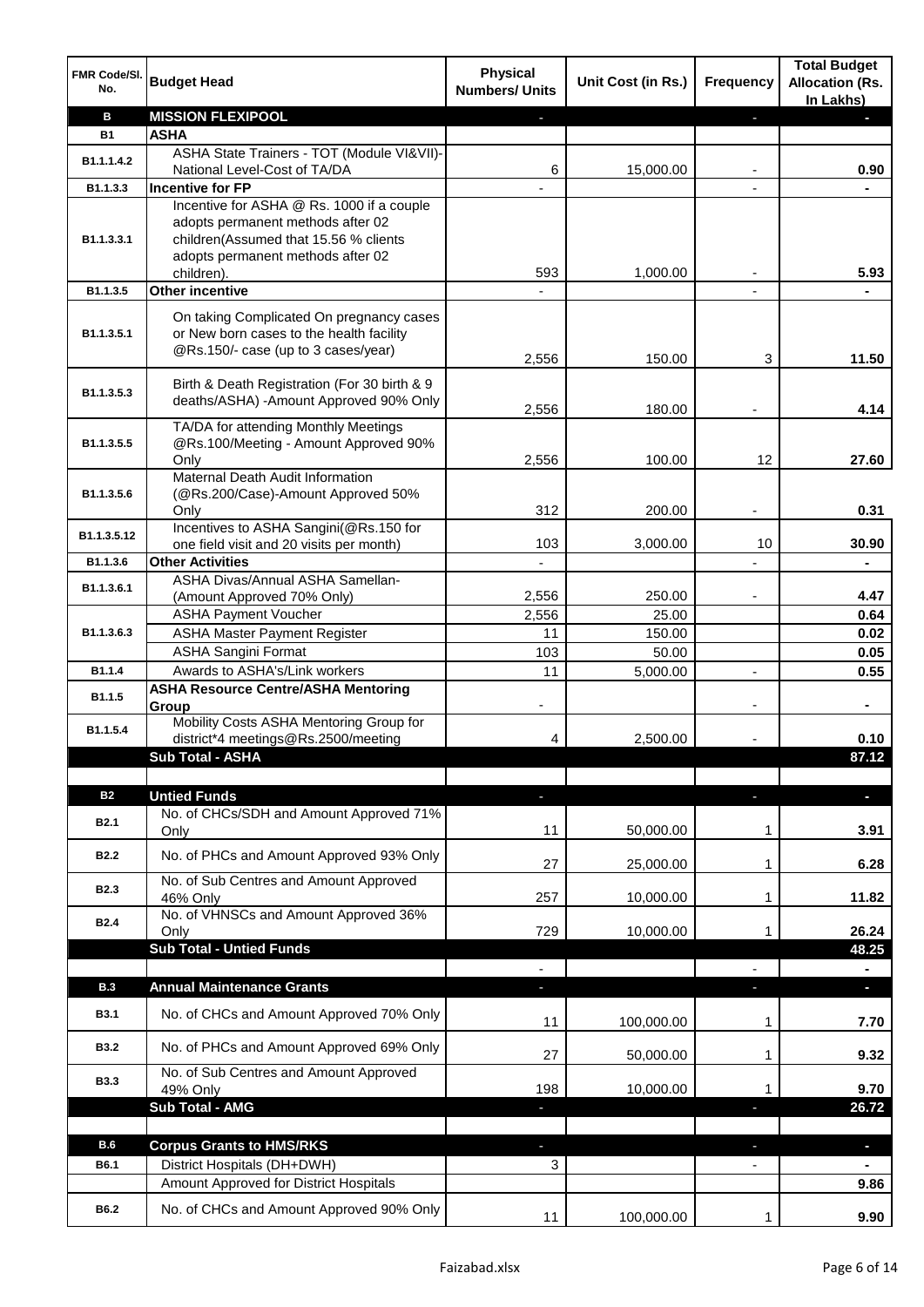| FMR Code/Sl. No. | Budget Head | Physical Numbers/ Units | Unit Cost (in Rs.) | Frequency | Total Budget Allocation (Rs. In Lakhs) |
|---|---|---|---|---|---|
| B | MISSION FLEXIPOOL | - | | - | - |
| B1 | ASHA | | | | |
| B1.1.1.4.2 | ASHA State Trainers - TOT (Module VI&VII)-National Level-Cost of TA/DA | 6 | 15,000.00 | - | 0.90 |
| B1.1.3.3 | Incentive for FP | - | | - | - |
| B1.1.3.3.1 | Incentive for ASHA @ Rs. 1000 if a couple adopts permanent methods after 02 children(Assumed that 15.56 % clients adopts permanent methods after 02 children). | 593 | 1,000.00 | - | 5.93 |
| B1.1.3.5 | Other incentive | - | | - | - |
| B1.1.3.5.1 | On taking Complicated On pregnancy cases or New born cases to the health facility @Rs.150/- case (up to 3 cases/year) | 2,556 | 150.00 | 3 | 11.50 |
| B1.1.3.5.3 | Birth & Death Registration (For 30 birth & 9 deaths/ASHA) -Amount Approved 90% Only | 2,556 | 180.00 | - | 4.14 |
| B1.1.3.5.5 | TA/DA for attending Monthly Meetings @Rs.100/Meeting - Amount Approved 90% Only | 2,556 | 100.00 | 12 | 27.60 |
| B1.1.3.5.6 | Maternal Death Audit Information (@Rs.200/Case)-Amount Approved 50% Only | 312 | 200.00 | - | 0.31 |
| B1.1.3.5.12 | Incentives to ASHA Sangini(@Rs.150 for one field visit and 20 visits per month) | 103 | 3,000.00 | 10 | 30.90 |
| B1.1.3.6 | Other Activities | - | | - | - |
| B1.1.3.6.1 | ASHA Divas/Annual ASHA Samellan-(Amount Approved 70% Only) | 2,556 | 250.00 | - | 4.47 |
| B1.1.3.6.3 | ASHA Payment Voucher | 2,556 | 25.00 | | 0.64 |
| | ASHA Master Payment Register | 11 | 150.00 | | 0.02 |
| | ASHA Sangini Format | 103 | 50.00 | | 0.05 |
| B1.1.4 | Awards to ASHA's/Link workers | 11 | 5,000.00 | - | 0.55 |
| B1.1.5 | ASHA Resource Centre/ASHA Mentoring Group | - | | - | - |
| B1.1.5.4 | Mobility Costs ASHA Mentoring Group for district*4 meetings@Rs.2500/meeting | 4 | 2,500.00 | - | 0.10 |
| | Sub Total - ASHA | | | | 87.12 |
| | | | | | |
| B2 | Untied Funds | - | | - | - |
| B2.1 | No. of CHCs/SDH and Amount Approved 71% Only | 11 | 50,000.00 | 1 | 3.91 |
| B2.2 | No. of PHCs and Amount Approved 93% Only | 27 | 25,000.00 | 1 | 6.28 |
| B2.3 | No. of Sub Centres and Amount Approved 46% Only | 257 | 10,000.00 | 1 | 11.82 |
| B2.4 | No. of VHNSCs and Amount Approved 36% Only | 729 | 10,000.00 | 1 | 26.24 |
| | Sub Total - Untied Funds | | | | 48.25 |
| | | - | | - | - |
| B.3 | Annual Maintenance Grants | - | | - | - |
| B3.1 | No. of CHCs and Amount Approved 70% Only | 11 | 100,000.00 | 1 | 7.70 |
| B3.2 | No. of PHCs and Amount Approved 69% Only | 27 | 50,000.00 | 1 | 9.32 |
| B3.3 | No. of Sub Centres and Amount Approved 49% Only | 198 | 10,000.00 | 1 | 9.70 |
| | Sub Total - AMG | - | | - | 26.72 |
| | | | | | |
| B.6 | Corpus Grants to HMS/RKS | - | | - | - |
| B6.1 | District Hospitals (DH+DWH) | 3 | | - | - |
| | Amount Approved for District Hospitals | | | | 9.86 |
| B6.2 | No. of CHCs and Amount Approved 90% Only | 11 | 100,000.00 | 1 | 9.90 |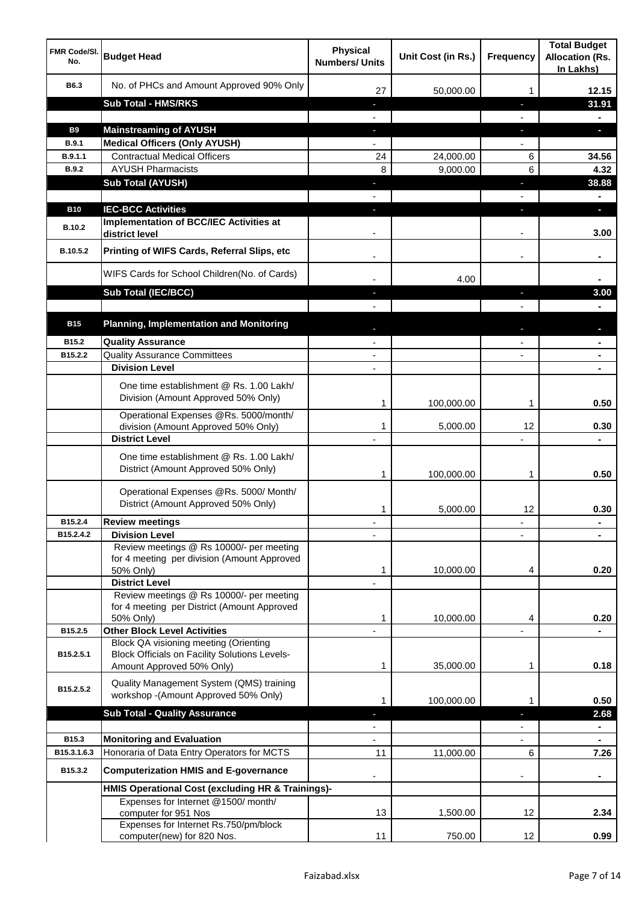| FMR Code/Sl. No. | Budget Head | Physical Numbers/ Units | Unit Cost (in Rs.) | Frequency | Total Budget Allocation (Rs. In Lakhs) |
|---|---|---|---|---|---|
| B6.3 | No. of PHCs and Amount Approved 90% Only | 27 | 50,000.00 | 1 | 12.15 |
| | **Sub Total - HMS/RKS** | - | | - | **31.91** |
| | | - | | - | - |
| **B9** | **Mainstreaming of AYUSH** | - | | - | - |
| B.9.1 | **Medical Officers (Only AYUSH)** | - | | - | |
| B.9.1.1 | Contractual Medical Officers | 24 | 24,000.00 | 6 | 34.56 |
| B.9.2 | AYUSH Pharmacists | 8 | 9,000.00 | 6 | 4.32 |
| | **Sub Total (AYUSH)** | - | | - | **38.88** |
| | | - | | - | - |
| **B10** | **IEC-BCC Activities** | - | | - | - |
| B.10.2 | **Implementation of BCC/IEC Activities at district level** | - | | - | 3.00 |
| B.10.5.2 | **Printing of WIFS Cards, Referral Slips, etc** | - | | - | - |
| | WIFS Cards for School Children(No. of Cards) | - | 4.00 | | - |
| | **Sub Total (IEC/BCC)** | - | | - | **3.00** |
| | | - | | - | - |
| **B15** | **Planning, Implementation and Monitoring** | - | | - | - |
| B15.2 | **Quality Assurance** | - | | - | - |
| B15.2.2 | Quality Assurance Committees | - | | - | - |
| | **Division Level** | - | | | - |
| | One time establishment @ Rs. 1.00 Lakh/ Division (Amount Approved 50% Only) | 1 | 100,000.00 | 1 | 0.50 |
| | Operational Expenses @Rs. 5000/month/ division (Amount Approved 50% Only) | 1 | 5,000.00 | 12 | 0.30 |
| | **District Level** | - | | - | - |
| | One time establishment @ Rs. 1.00 Lakh/ District (Amount Approved 50% Only) | 1 | 100,000.00 | 1 | 0.50 |
| | Operational Expenses @Rs. 5000/ Month/ District (Amount Approved 50% Only) | 1 | 5,000.00 | 12 | 0.30 |
| B15.2.4 | **Review meetings** | - | | - | - |
| B15.2.4.2 | **Division Level** | - | | - | - |
| | Review meetings @ Rs 10000/- per meeting for 4 meeting per division (Amount Approved 50% Only) | 1 | 10,000.00 | 4 | 0.20 |
| | **District Level** | - | | | |
| | Review meetings @ Rs 10000/- per meeting for 4 meeting per District (Amount Approved 50% Only) | 1 | 10,000.00 | 4 | 0.20 |
| B15.2.5 | **Other Block Level Activities** | - | | - | - |
| B15.2.5.1 | Block QA visioning meeting (Orienting Block Officials on Facility Solutions Levels- Amount Approved 50% Only) | 1 | 35,000.00 | 1 | 0.18 |
| B15.2.5.2 | Quality Management System (QMS) training workshop -(Amount Approved 50% Only) | 1 | 100,000.00 | 1 | 0.50 |
| | **Sub Total - Quality Assurance** | - | | - | **2.68** |
| | | - | | - | - |
| B15.3 | **Monitoring and Evaluation** | - | | - | - |
| B15.3.1.6.3 | Honoraria of Data Entry Operators for MCTS | 11 | 11,000.00 | 6 | 7.26 |
| B15.3.2 | **Computerization HMIS and E-governance** | - | | - | - |
| | **HMIS Operational Cost (excluding HR & Trainings)-** | | | | |
| | Expenses for Internet @1500/ month/ computer for 951 Nos | 13 | 1,500.00 | 12 | 2.34 |
| | Expenses for Internet Rs.750/pm/block computer(new) for 820 Nos. | 11 | 750.00 | 12 | 0.99 |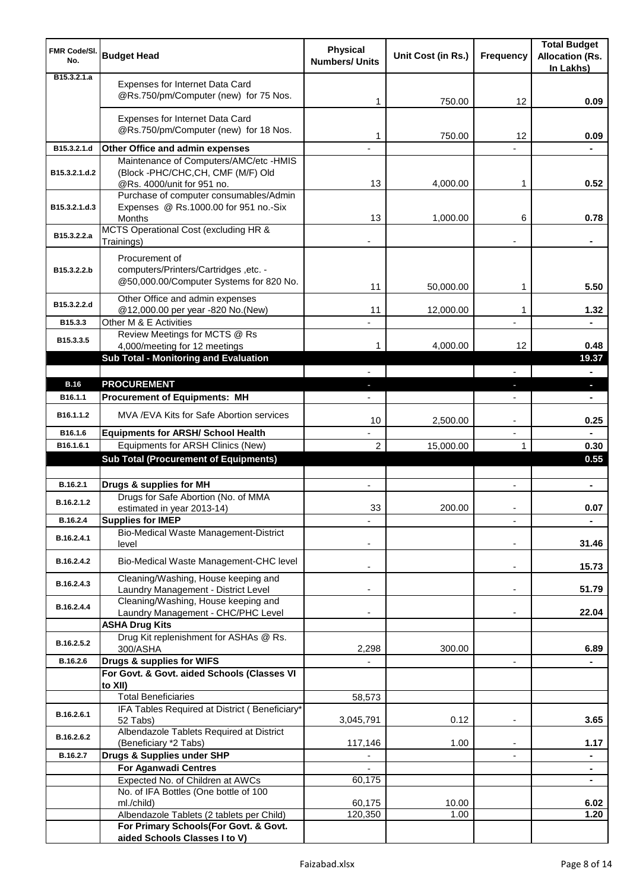| FMR Code/Sl. No. | Budget Head | Physical Numbers/ Units | Unit Cost (in Rs.) | Frequency | Total Budget Allocation (Rs. In Lakhs) |
|---|---|---|---|---|---|
| B15.3.2.1.a | Expenses for Internet Data Card @Rs.750/pm/Computer (new) for 75 Nos. | 1 | 750.00 | 12 | 0.09 |
| | Expenses for Internet Data Card @Rs.750/pm/Computer (new) for 18 Nos. | 1 | 750.00 | 12 | 0.09 |
| B15.3.2.1.d | **Other Office and admin expenses** | - | | - | - |
| B15.3.2.1.d.2 | Maintenance of Computers/AMC/etc -HMIS (Block -PHC/CHC,CH, CMF (M/F) Old @Rs. 4000/unit for 951 no. | 13 | 4,000.00 | 1 | 0.52 |
| B15.3.2.1.d.3 | Purchase of computer consumables/Admin Expenses @ Rs.1000.00 for 951 no.-Six Months | 13 | 1,000.00 | 6 | 0.78 |
| B15.3.2.2.a | MCTS Operational Cost (excluding HR & Trainings) | - | | - | - |
| B15.3.2.2.b | Procurement of computers/Printers/Cartridges ,etc. - @50,000.00/Computer Systems for 820 No. | 11 | 50,000.00 | 1 | 5.50 |
| B15.3.2.2.d | Other Office and admin expenses @12,000.00 per year -820 No.(New) | 11 | 12,000.00 | 1 | 1.32 |
| B15.3.3 | Other M & E Activities | - | | - | - |
| B15.3.3.5 | Review Meetings for MCTS @ Rs 4,000/meeting for 12 meetings | 1 | 4,000.00 | 12 | 0.48 |
| | **Sub Total - Monitoring and Evaluation** | | | | **19.37** |
| | | - | | - | - |
| **B.16** | **PROCUREMENT** | - | | - | - |
| B16.1.1 | **Procurement of Equipments: MH** | - | | - | - |
| B16.1.1.2 | MVA /EVA Kits for Safe Abortion services | 10 | 2,500.00 | - | 0.25 |
| B16.1.6 | **Equipments for ARSH/ School Health** | - | | - | - |
| B16.1.6.1 | Equipments for ARSH Clinics (New) | 2 | 15,000.00 | 1 | 0.30 |
| | **Sub Total (Procurement of Equipments)** | | | | **0.55** |
| | | | | | |
| B.16.2.1 | **Drugs & supplies for MH** | - | | - | - |
| B.16.2.1.2 | Drugs for Safe Abortion (No. of MMA estimated in year 2013-14) | 33 | 200.00 | - | 0.07 |
| B.16.2.4 | **Supplies for IMEP** | - | | - | - |
| B.16.2.4.1 | Bio-Medical Waste Management-District level | - | | - | 31.46 |
| B.16.2.4.2 | Bio-Medical Waste Management-CHC level | - | | - | 15.73 |
| B.16.2.4.3 | Cleaning/Washing, House keeping and Laundry Management - District Level | - | | - | 51.79 |
| B.16.2.4.4 | Cleaning/Washing, House keeping and Laundry Management - CHC/PHC Level | - | | - | 22.04 |
| | **ASHA Drug Kits** | | | | |
| B.16.2.5.2 | Drug Kit replenishment for ASHAs @ Rs. 300/ASHA | 2,298 | 300.00 | | 6.89 |
| B.16.2.6 | **Drugs & supplies for WIFS** | - | | - | - |
| | **For Govt. & Govt. aided Schools (Classes VI to XII)** | | | | |
| | Total Beneficiaries | 58,573 | | | |
| B.16.2.6.1 | IFA Tables Required at District ( Beneficiary* 52 Tabs) | 3,045,791 | 0.12 | - | 3.65 |
| B.16.2.6.2 | Albendazole Tablets Required at District (Beneficiary *2 Tabs) | 117,146 | 1.00 | - | 1.17 |
| B.16.2.7 | **Drugs & Supplies under SHP** | - | | - | - |
| | **For Aganwadi Centres** | - | | | - |
| | Expected No. of Children at AWCs | 60,175 | | | - |
| | No. of IFA Bottles (One bottle of 100 ml./child) | 60,175 | 10.00 | | 6.02 |
| | Albendazole Tablets (2 tablets per Child) | 120,350 | 1.00 | | 1.20 |
| | **For Primary Schools(For Govt. & Govt. aided Schools Classes I to V)** | | | | |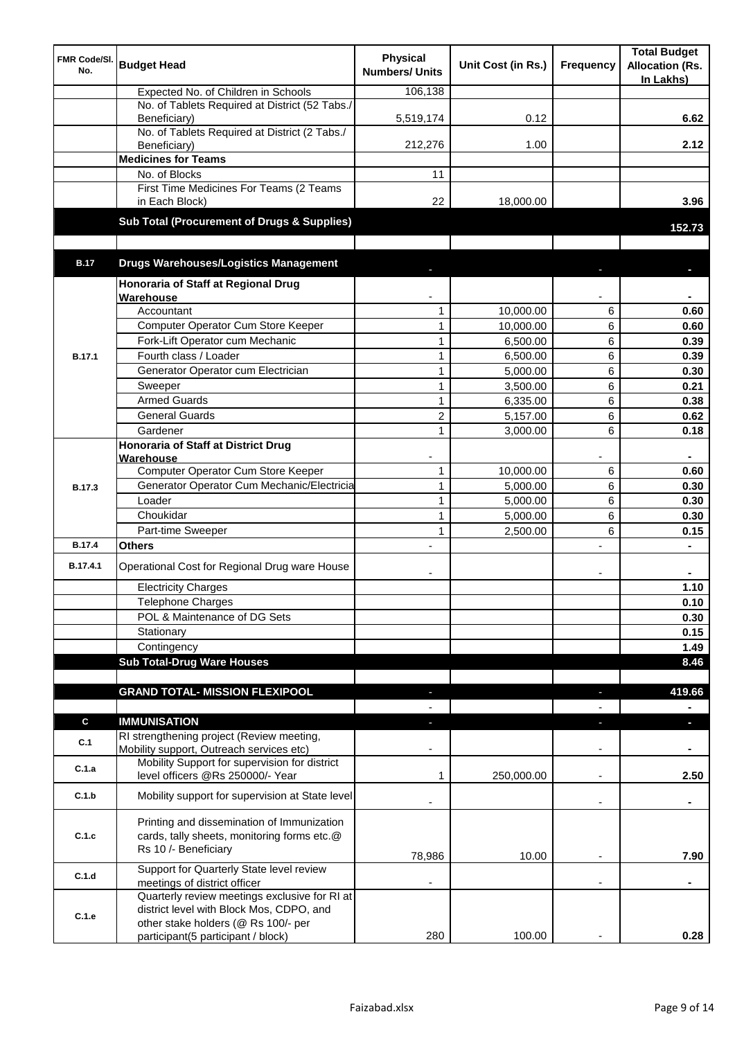| FMR Code/Sl. No. | Budget Head | Physical Numbers/ Units | Unit Cost (in Rs.) | Frequency | Total Budget Allocation (Rs. In Lakhs) |
|---|---|---|---|---|---|
| | Expected No. of Children in Schools | 106,138 | | | |
| | No. of Tablets Required at District (52 Tabs./ Beneficiary) | 5,519,174 | 0.12 | | 6.62 |
| | No. of Tablets Required at District (2 Tabs./ Beneficiary) | 212,276 | 1.00 | | 2.12 |
| | **Medicines for Teams** | | | | |
| | No. of Blocks | 11 | | | |
| | First Time Medicines For Teams (2 Teams in Each Block) | 22 | 18,000.00 | | 3.96 |
| | **Sub Total (Procurement of Drugs & Supplies)** | | | | **152.73** |
| | | | | | |
| **B.17** | **Drugs Warehouses/Logistics Management** | - | | - | - |
| B.17.1 | **Honoraria of Staff at Regional Drug Warehouse** | - | | - | - |
| | Accountant | 1 | 10,000.00 | 6 | **0.60** |
| | Computer Operator Cum Store Keeper | 1 | 10,000.00 | 6 | **0.60** |
| | Fork-Lift Operator cum Mechanic | 1 | 6,500.00 | 6 | **0.39** |
| | Fourth class / Loader | 1 | 6,500.00 | 6 | **0.39** |
| | Generator Operator cum Electrician | 1 | 5,000.00 | 6 | **0.30** |
| | Sweeper | 1 | 3,500.00 | 6 | **0.21** |
| | Armed Guards | 1 | 6,335.00 | 6 | **0.38** |
| | General Guards | 2 | 5,157.00 | 6 | **0.62** |
| | Gardener | 1 | 3,000.00 | 6 | **0.18** |
| B.17.3 | **Honoraria of Staff at District Drug Warehouse** | - | | - | - |
| | Computer Operator Cum Store Keeper | 1 | 10,000.00 | 6 | **0.60** |
| | Generator Operator Cum Mechanic/Electricia | 1 | 5,000.00 | 6 | **0.30** |
| | Loader | 1 | 5,000.00 | 6 | **0.30** |
| | Choukidar | 1 | 5,000.00 | 6 | **0.30** |
| | Part-time Sweeper | 1 | 2,500.00 | 6 | **0.15** |
| B.17.4 | **Others** | - | | - | - |
| B.17.4.1 | Operational Cost for Regional Drug ware House | - | | - | - |
| | Electricity Charges | | | | **1.10** |
| | Telephone Charges | | | | **0.10** |
| | POL & Maintenance of DG Sets | | | | **0.30** |
| | Stationary | | | | **0.15** |
| | Contingency | | | | **1.49** |
| | **Sub Total-Drug Ware Houses** | | | | **8.46** |
| | | | | | |
| | **GRAND TOTAL- MISSION FLEXIPOOL** | - | | - | **419.66** |
| | | - | | - | - |
| **C** | **IMMUNISATION** | - | | - | - |
| C.1 | RI strengthening project (Review meeting, Mobility support, Outreach services etc) | - | | - | - |
| C.1.a | Mobility Support for supervision for district level officers @Rs 250000/- Year | 1 | 250,000.00 | - | **2.50** |
| C.1.b | Mobility support for supervision at State level | - | | - | - |
| C.1.c | Printing and dissemination of Immunization cards, tally sheets, monitoring forms etc.@ Rs 10 /- Beneficiary | 78,986 | 10.00 | - | **7.90** |
| C.1.d | Support for Quarterly State level review meetings of district officer | - | | - | - |
| C.1.e | Quarterly review meetings exclusive for RI at district level with Block Mos, CDPO, and other stake holders (@ Rs 100/- per participant(5 participant / block) | 280 | 100.00 | - | **0.28** |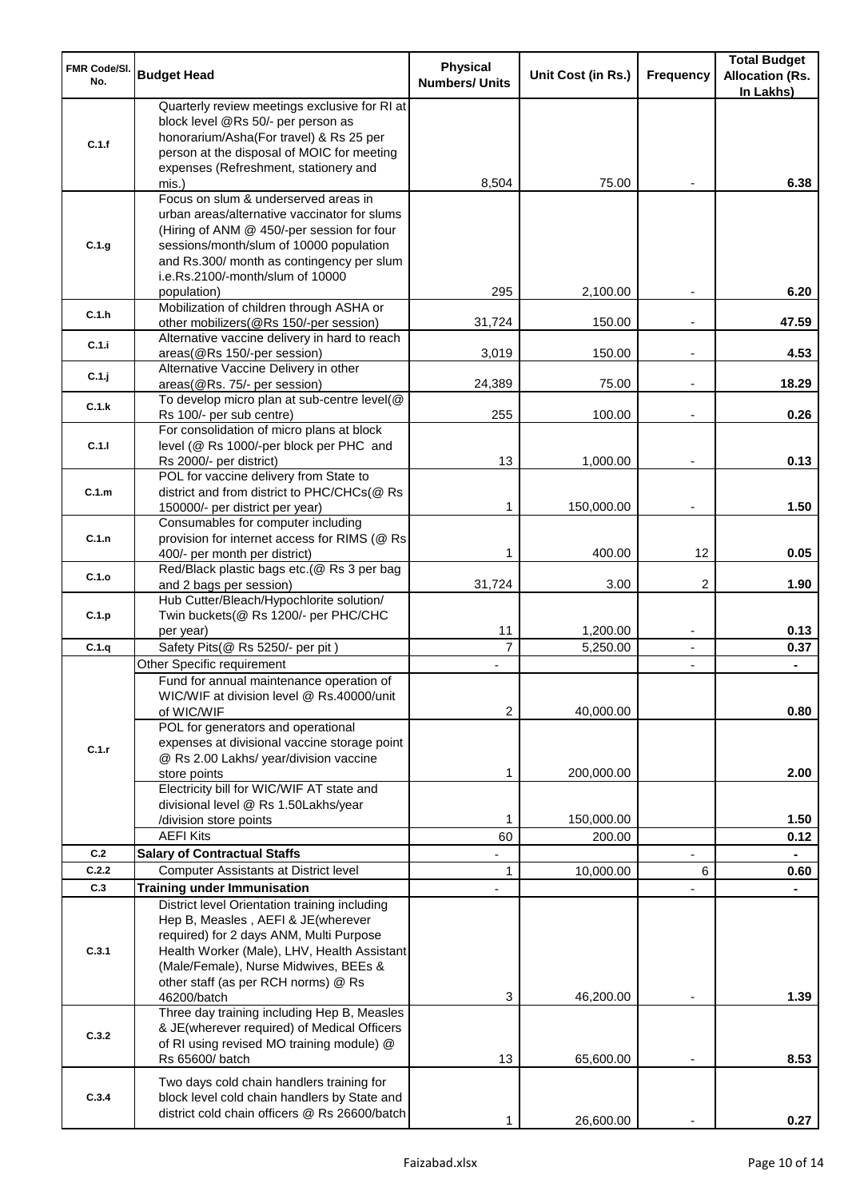| FMR Code/Sl. No. | Budget Head | Physical Numbers/ Units | Unit Cost (in Rs.) | Frequency | Total Budget Allocation (Rs. In Lakhs) |
|---|---|---|---|---|---|
| C.1.f | Quarterly review meetings exclusive for RI at block level @Rs 50/- per person as honorarium/Asha(For travel) & Rs 25 per person at the disposal of MOIC for meeting expenses (Refreshment, stationery and mis.) | 8,504 | 75.00 | - | 6.38 |
| C.1.g | Focus on slum & underserved areas in urban areas/alternative vaccinator for slums (Hiring of ANM @ 450/-per session for four sessions/month/slum of 10000 population and Rs.300/ month as contingency per slum i.e.Rs.2100/-month/slum of 10000 population) | 295 | 2,100.00 | - | 6.20 |
| C.1.h | Mobilization of children through ASHA or other mobilizers(@Rs 150/-per session) | 31,724 | 150.00 | - | 47.59 |
| C.1.i | Alternative vaccine delivery in hard to reach areas(@Rs 150/-per session) | 3,019 | 150.00 | - | 4.53 |
| C.1.j | Alternative Vaccine Delivery in other areas(@Rs. 75/- per session) | 24,389 | 75.00 | - | 18.29 |
| C.1.k | To develop micro plan at sub-centre level(@ Rs 100/- per sub centre) | 255 | 100.00 | - | 0.26 |
| C.1.l | For consolidation of micro plans at block level (@ Rs 1000/-per block per PHC and Rs 2000/- per district) | 13 | 1,000.00 | - | 0.13 |
| C.1.m | POL for vaccine delivery from State to district and from district to PHC/CHCs(@ Rs 150000/- per district per year) | 1 | 150,000.00 | - | 1.50 |
| C.1.n | Consumables for computer including provision for internet access for RIMS (@ Rs 400/- per month per district) | 1 | 400.00 | 12 | 0.05 |
| C.1.o | Red/Black plastic bags etc.(@ Rs 3 per bag and 2 bags per session) | 31,724 | 3.00 | 2 | 1.90 |
| C.1.p | Hub Cutter/Bleach/Hypochlorite solution/ Twin buckets(@ Rs 1200/- per PHC/CHC per year) | 11 | 1,200.00 | - | 0.13 |
| C.1.q | Safety Pits(@ Rs 5250/- per pit ) | 7 | 5,250.00 | - | 0.37 |
| C.1.r | Other Specific requirement | - | | - | - |
| | Fund for annual maintenance operation of WIC/WIF at division level @ Rs.40000/unit of WIC/WIF | 2 | 40,000.00 | | 0.80 |
| | POL for generators and operational expenses at divisional vaccine storage point @ Rs 2.00 Lakhs/ year/division vaccine store points | 1 | 200,000.00 | | 2.00 |
| | Electricity bill for WIC/WIF AT state and divisional level @ Rs 1.50Lakhs/year /division store points | 1 | 150,000.00 | | 1.50 |
| | AEFI Kits | 60 | 200.00 | | 0.12 |
| C.2 | **Salary of Contractual Staffs** | - | | - | - |
| C.2.2 | Computer Assistants at District level | 1 | 10,000.00 | 6 | 0.60 |
| C.3 | **Training under Immunisation** | - | | - | - |
| C.3.1 | District level Orientation training including Hep B, Measles , AEFI & JE(wherever required) for 2 days ANM, Multi Purpose Health Worker (Male), LHV, Health Assistant (Male/Female), Nurse Midwives, BEEs & other staff (as per RCH norms) @ Rs 46200/batch | 3 | 46,200.00 | - | 1.39 |
| C.3.2 | Three day training including Hep B, Measles & JE(wherever required) of Medical Officers of RI using revised MO training module) @ Rs 65600/ batch | 13 | 65,600.00 | - | 8.53 |
| C.3.4 | Two days cold chain handlers training for block level cold chain handlers by State and district cold chain officers @ Rs 26600/batch | 1 | 26,600.00 | - | 0.27 |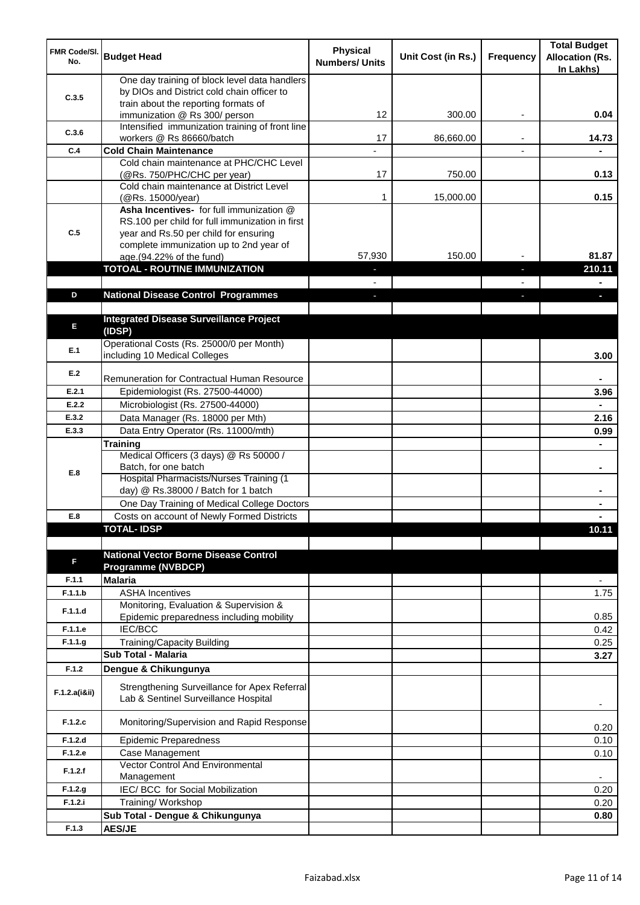| FMR Code/Sl. No. | Budget Head | Physical Numbers/ Units | Unit Cost (in Rs.) | Frequency | Total Budget Allocation (Rs. In Lakhs) |
|---|---|---|---|---|---|
| C.3.5 | One day training of block level data handlers by DIOs and District cold chain officer to train about the reporting formats of immunization @ Rs 300/ person | 12 | 300.00 | - | 0.04 |
| C.3.6 | Intensified immunization training of front line workers @ Rs 86660/batch | 17 | 86,660.00 | - | 14.73 |
| C.4 | **Cold Chain Maintenance** | - | | - | - |
| | Cold chain maintenance at PHC/CHC Level (@Rs. 750/PHC/CHC per year) | 17 | 750.00 | | 0.13 |
| | Cold chain maintenance at District Level (@Rs. 15000/year) | 1 | 15,000.00 | | 0.15 |
| C.5 | **Asha Incentives-** for full immunization @ RS.100 per child for full immunization in first year and Rs.50 per child for ensuring complete immunization up to 2nd year of age.(94.22% of the fund) | 57,930 | 150.00 | - | 81.87 |
| | **TOTOAL - ROUTINE IMMUNIZATION** | - | | - | **210.11** |
| | | - | | - | - |
| D | **National Disease Control Programmes** | - | | - | - |
| | | | | | |
| E | **Integrated Disease Surveillance Project (IDSP)** | | | | |
| E.1 | Operational Costs (Rs. 25000/0 per Month) including 10 Medical Colleges | | | | 3.00 |
| E.2 | Remuneration for Contractual Human Resource | | | | - |
| E.2.1 | Epidemiologist (Rs. 27500-44000) | | | | 3.96 |
| E.2.2 | Microbiologist (Rs. 27500-44000) | | | | - |
| E.3.2 | Data Manager (Rs. 18000 per Mth) | | | | 2.16 |
| E.3.3 | Data Entry Operator (Rs. 11000/mth) | | | | 0.99 |
| E.8 | **Training** | | | | - |
| | Medical Officers (3 days) @ Rs 50000 / Batch, for one batch | | | | - |
| | Hospital Pharmacists/Nurses Training (1 day) @ Rs.38000 / Batch for 1 batch | | | | - |
| | One Day Training of Medical College Doctors | | | | - |
| E.8 | Costs on account of Newly Formed Districts | | | | - |
| | **TOTAL- IDSP** | | | | **10.11** |
| | | | | | |
| F | **National Vector Borne Disease Control Programme (NVBDCP)** | | | | |
| F.1.1 | **Malaria** | | | | - |
| F.1.1.b | ASHA Incentives | | | | 1.75 |
| F.1.1.d | Monitoring, Evaluation & Supervision & Epidemic preparedness including mobility | | | | 0.85 |
| F.1.1.e | IEC/BCC | | | | 0.42 |
| F.1.1.g | Training/Capacity Building | | | | 0.25 |
| | **Sub Total - Malaria** | | | | **3.27** |
| F.1.2 | **Dengue & Chikungunya** | | | | |
| F.1.2.a(i&ii) | Strengthening Surveillance for Apex Referral Lab & Sentinel Surveillance Hospital | | | | - |
| F.1.2.c | Monitoring/Supervision and Rapid Response | | | | 0.20 |
| F.1.2.d | Epidemic Preparedness | | | | 0.10 |
| F.1.2.e | Case Management | | | | 0.10 |
| F.1.2.f | Vector Control And Environmental Management | | | | - |
| F.1.2.g | IEC/ BCC for Social Mobilization | | | | 0.20 |
| F.1.2.i | Training/ Workshop | | | | 0.20 |
| | **Sub Total - Dengue & Chikungunya** | | | | **0.80** |
| F.1.3 | **AES/JE** | | | | |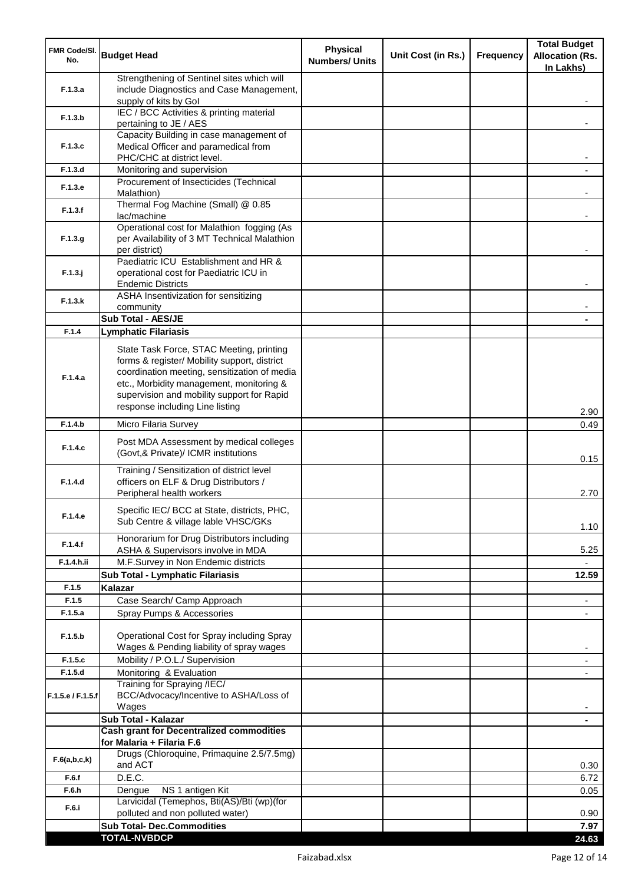| FMR Code/Sl. No. | Budget Head | Physical Numbers/ Units | Unit Cost (in Rs.) | Frequency | Total Budget Allocation (Rs. In Lakhs) |
|---|---|---|---|---|---|
| F.1.3.a | Strengthening of Sentinel sites which will include Diagnostics and Case Management, supply of kits by GoI | | | | - |
| F.1.3.b | IEC / BCC Activities & printing material pertaining to JE / AES | | | | - |
| F.1.3.c | Capacity Building in case management of Medical Officer and paramedical from PHC/CHC at district level. | | | | - |
| F.1.3.d | Monitoring and supervision | | | | - |
| F.1.3.e | Procurement of Insecticides (Technical Malathion) | | | | - |
| F.1.3.f | Thermal Fog Machine (Small) @ 0.85 lac/machine | | | | - |
| F.1.3.g | Operational cost for Malathion fogging (As per Availability of 3 MT Technical Malathion per district) | | | | - |
| F.1.3.j | Paediatric ICU Establishment and HR & operational cost for Paediatric ICU in Endemic Districts | | | | - |
| F.1.3.k | ASHA Insentivization for sensitizing community | | | | - |
| | **Sub Total - AES/JE** | | | | **-** |
| F.1.4 | **Lymphatic Filariasis** | | | | |
| F.1.4.a | State Task Force, STAC Meeting, printing forms & register/ Mobility support, district coordination meeting, sensitization of media etc., Morbidity management, monitoring & supervision and mobility support for Rapid response including Line listing | | | | 2.90 |
| F.1.4.b | Micro Filaria Survey | | | | 0.49 |
| F.1.4.c | Post MDA Assessment by medical colleges (Govt,& Private)/ ICMR institutions | | | | 0.15 |
| F.1.4.d | Training / Sensitization of district level officers on ELF & Drug Distributors / Peripheral health workers | | | | 2.70 |
| F.1.4.e | Specific IEC/ BCC at State, districts, PHC, Sub Centre & village lable VHSC/GKs | | | | 1.10 |
| F.1.4.f | Honorarium for Drug Distributors including ASHA & Supervisors involve in MDA | | | | 5.25 |
| F.1.4.h.ii | M.F.Survey in Non Endemic districts | | | | - |
| | **Sub Total - Lymphatic Filariasis** | | | | **12.59** |
| F.1.5 | **Kalazar** | | | | |
| F.1.5 | Case Search/ Camp Approach | | | | - |
| F.1.5.a | Spray Pumps & Accessories | | | | - |
| F.1.5.b | Operational Cost for Spray including Spray Wages & Pending liability of spray wages | | | | - |
| F.1.5.c | Mobility / P.O.L./ Supervision | | | | - |
| F.1.5.d | Monitoring & Evaluation | | | | - |
| F.1.5.e / F.1.5.f | Training for Spraying /IEC/ BCC/Advocacy/Incentive to ASHA/Loss of Wages | | | | - |
| | **Sub Total - Kalazar** | | | | **-** |
| | **Cash grant for Decentralized commodities for Malaria + Filaria F.6** | | | | |
| F.6(a,b,c,k) | Drugs (Chloroquine, Primaquine 2.5/7.5mg) and ACT | | | | 0.30 |
| F.6.f | D.E.C. | | | | 6.72 |
| F.6.h | Dengue NS 1 antigen Kit | | | | 0.05 |
| F.6.i | Larvicidal (Temephos, Bti(AS)/Bti (wp)(for polluted and non polluted water) | | | | 0.90 |
| | **Sub Total- Dec.Commodities** | | | | **7.97** |
| | **TOTAL-NVBDCP** | | | | **24.63** |

Faizabad.xlsx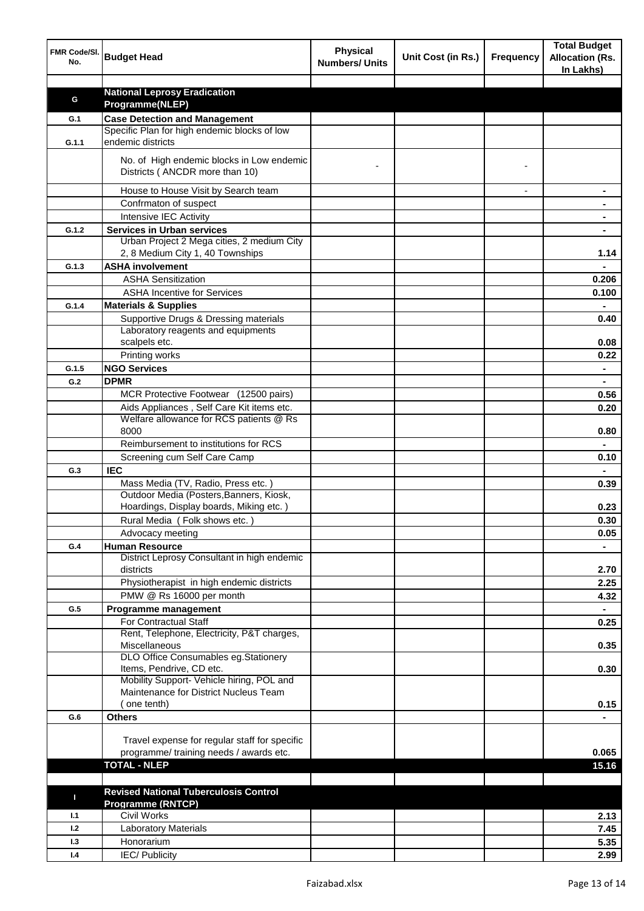| FMR Code/Sl. No. | Budget Head | Physical Numbers/ Units | Unit Cost (in Rs.) | Frequency | Total Budget Allocation (Rs. In Lakhs) |
|---|---|---|---|---|---|
| | | | | | |
| G | **National Leprosy Eradication Programme(NLEP)** | | | | |
| G.1 | **Case Detection and Management** | | | | |
| G.1.1 | Specific Plan for high endemic blocks of low endemic districts | | | | |
| | No. of High endemic blocks in Low endemic Districts ( ANCDR more than 10) | - | | - | |
| | House to House Visit by Search team | | | - | - |
| | Confrmaton of suspect | | | | - |
| | Intensive IEC Activity | | | | - |
| G.1.2 | **Services in Urban services** | | | | - |
| | Urban Project 2 Mega cities, 2 medium City 2, 8 Medium City 1, 40 Townships | | | | 1.14 |
| G.1.3 | **ASHA involvement** | | | | - |
| | ASHA Sensitization | | | | 0.206 |
| | ASHA Incentive for Services | | | | 0.100 |
| G.1.4 | **Materials & Supplies** | | | | - |
| | Supportive Drugs & Dressing materials | | | | 0.40 |
| | Laboratory reagents and equipments scalpels etc. | | | | 0.08 |
| | Printing works | | | | 0.22 |
| G.1.5 | **NGO Services** | | | | - |
| G.2 | **DPMR** | | | | - |
| | MCR Protective Footwear (12500 pairs) | | | | 0.56 |
| | Aids Appliances , Self Care Kit items etc. | | | | 0.20 |
| | Welfare allowance for RCS patients @ Rs 8000 | | | | 0.80 |
| | Reimbursement to institutions for RCS | | | | - |
| | Screening cum Self Care Camp | | | | 0.10 |
| G.3 | **IEC** | | | | - |
| | Mass Media (TV, Radio, Press etc. ) | | | | 0.39 |
| | Outdoor Media (Posters,Banners, Kiosk, Hoardings, Display boards, Miking etc. ) | | | | 0.23 |
| | Rural Media ( Folk shows etc. ) | | | | 0.30 |
| | Advocacy meeting | | | | 0.05 |
| G.4 | **Human Resource** | | | | - |
| | District Leprosy Consultant in high endemic districts | | | | 2.70 |
| | Physiotherapist in high endemic districts | | | | 2.25 |
| | PMW @ Rs 16000 per month | | | | 4.32 |
| G.5 | **Programme management** | | | | - |
| | For Contractual Staff | | | | 0.25 |
| | Rent, Telephone, Electricity, P&T charges, Miscellaneous | | | | 0.35 |
| | DLO Office Consumables eg.Stationery Items, Pendrive, CD etc. | | | | 0.30 |
| | Mobility Support- Vehicle hiring, POL and Maintenance for District Nucleus Team ( one tenth) | | | | 0.15 |
| G.6 | **Others** | | | | - |
| | Travel expense for regular staff for specific programme/ training needs / awards etc. | | | | 0.065 |
| | **TOTAL - NLEP** | | | | **15.16** |
| | | | | | |
| I | **Revised National Tuberculosis Control Programme (RNTCP)** | | | | |
| I.1 | Civil Works | | | | 2.13 |
| I.2 | Laboratory Materials | | | | 7.45 |
| I.3 | Honorarium | | | | 5.35 |
| I.4 | IEC/ Publicity | | | | 2.99 |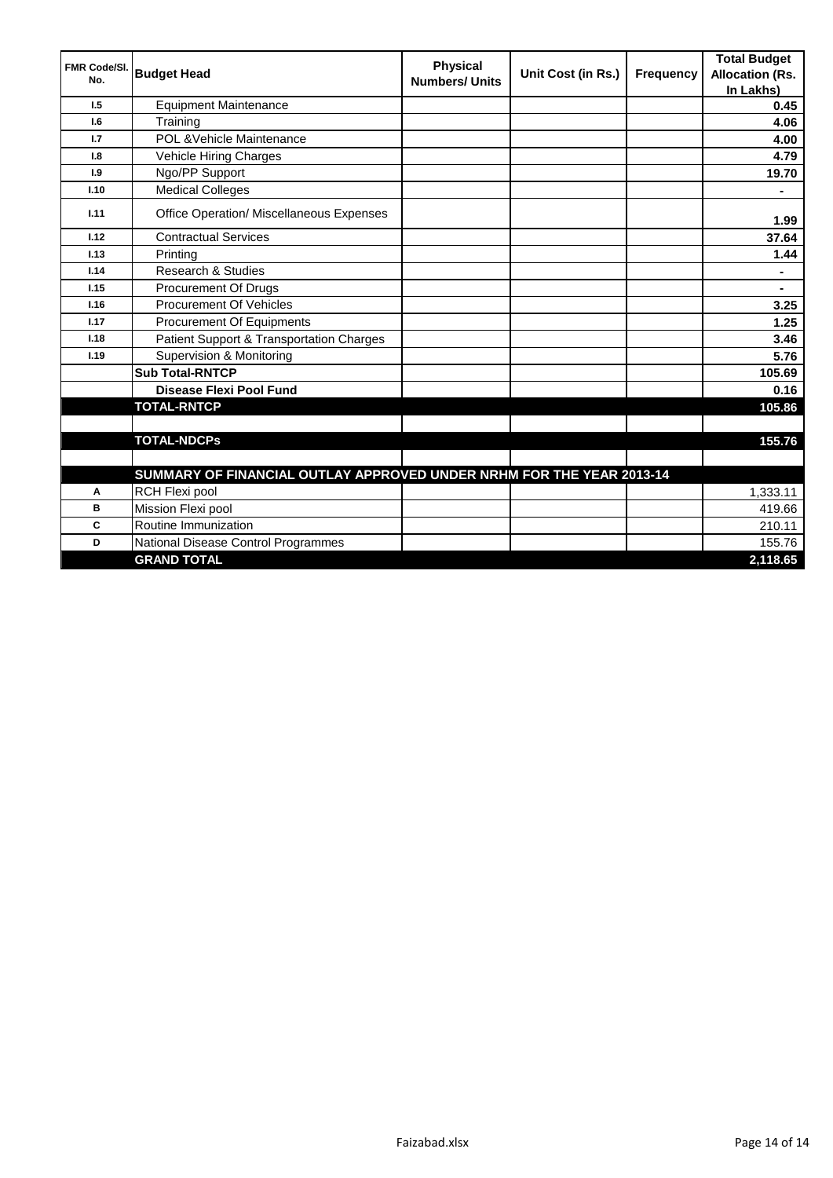| FMR Code/Sl. No. | Budget Head | Physical Numbers/ Units | Unit Cost (in Rs.) | Frequency | Total Budget Allocation (Rs. In Lakhs) |
|---|---|---|---|---|---|
| I.5 | Equipment Maintenance | | | | 0.45 |
| I.6 | Training | | | | 4.06 |
| I.7 | POL &Vehicle Maintenance | | | | 4.00 |
| I.8 | Vehicle Hiring Charges | | | | 4.79 |
| I.9 | Ngo/PP Support | | | | 19.70 |
| I.10 | Medical Colleges | | | | - |
| I.11 | Office Operation/ Miscellaneous Expenses | | | | 1.99 |
| I.12 | Contractual Services | | | | 37.64 |
| I.13 | Printing | | | | 1.44 |
| I.14 | Research & Studies | | | | - |
| I.15 | Procurement Of Drugs | | | | - |
| I.16 | Procurement Of Vehicles | | | | 3.25 |
| I.17 | Procurement Of Equipments | | | | 1.25 |
| I.18 | Patient Support & Transportation Charges | | | | 3.46 |
| I.19 | Supervision & Monitoring | | | | 5.76 |
| | **Sub Total-RNTCP** | | | | **105.69** |
| | **Disease Flexi Pool Fund** | | | | **0.16** |
| | **TOTAL-RNTCP** | | | | **105.86** |
| | | | | | |
| | **TOTAL-NDCPs** | | | | **155.76** |
| | | | | | |
| | **SUMMARY OF FINANCIAL OUTLAY APPROVED UNDER NRHM FOR THE YEAR 2013-14** | | | | |
| A | RCH Flexi pool | | | | 1,333.11 |
| B | Mission Flexi pool | | | | 419.66 |
| C | Routine Immunization | | | | 210.11 |
| D | National Disease Control Programmes | | | | 155.76 |
| | **GRAND TOTAL** | | | | **2,118.65** |